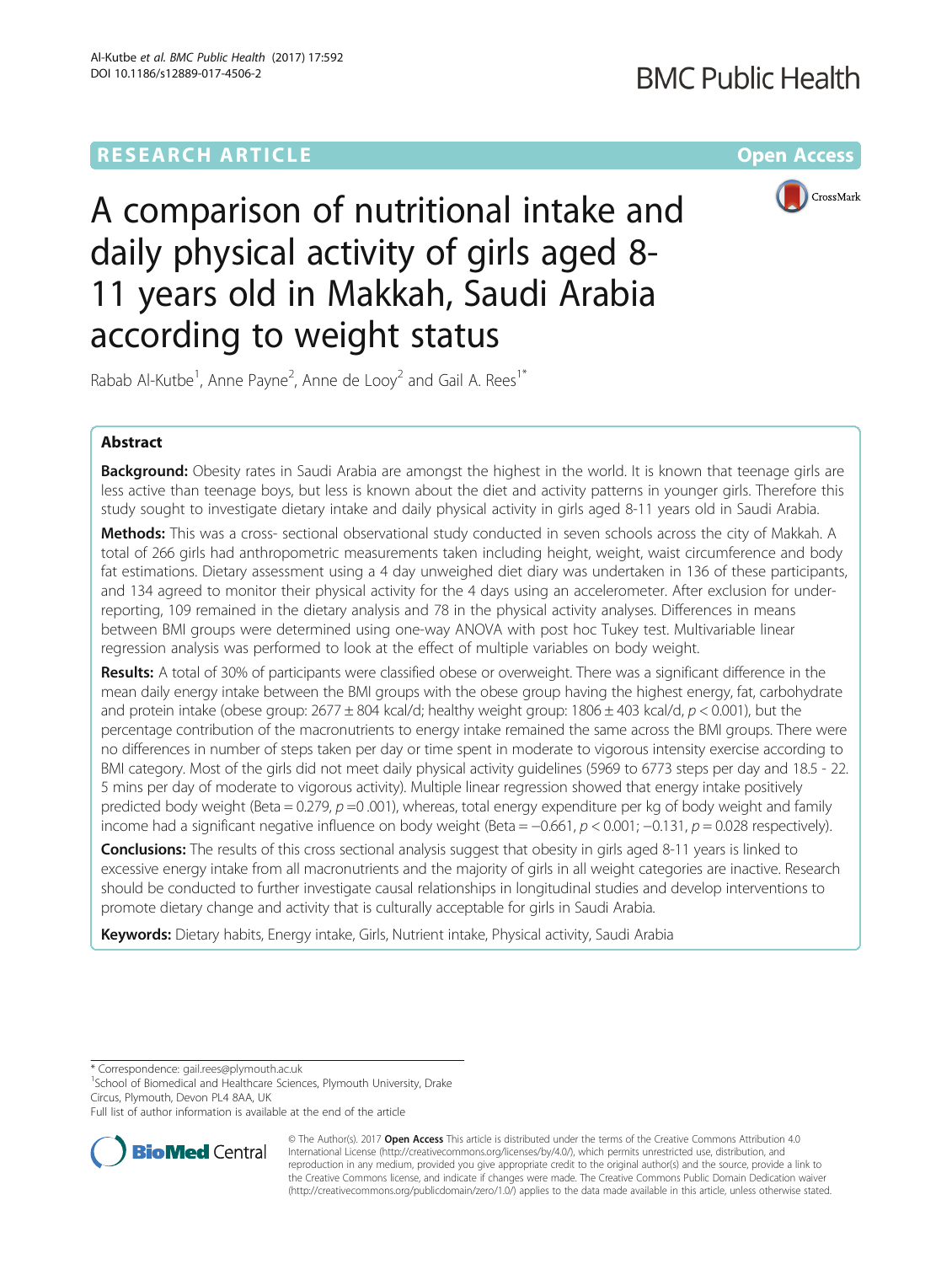RESEARCH ARTICLE

Open Access

# A comparison of nutritional intake and daily physical activity of girls aged 8-11 years old in Makkah, Saudi Arabia according to weight status

Rabab Al-Kutbe[1], Anne Payne[2], Anne de Looy[2] and Gail A. Rees[1*]

## Abstract

**Background:** Obesity rates in Saudi Arabia are amongst the highest in the world. It is known that teenage girls are less active than teenage boys, but less is known about the diet and activity patterns in younger girls. Therefore this study sought to investigate dietary intake and daily physical activity in girls aged 8-11 years old in Saudi Arabia.

**Methods:** This was a cross- sectional observational study conducted in seven schools across the city of Makkah. A total of 266 girls had anthropometric measurements taken including height, weight, waist circumference and body fat estimations. Dietary assessment using a 4 day unweighed diet diary was undertaken in 136 of these participants, and 134 agreed to monitor their physical activity for the 4 days using an accelerometer. After exclusion for under-reporting, 109 remained in the dietary analysis and 78 in the physical activity analyses. Differences in means between BMI groups were determined using one-way ANOVA with post hoc Tukey test. Multivariable linear regression analysis was performed to look at the effect of multiple variables on body weight.

**Results:** A total of 30% of participants were classified obese or overweight. There was a significant difference in the mean daily energy intake between the BMI groups with the obese group having the highest energy, fat, carbohydrate and protein intake (obese group: 2677 ± 804 kcal/d; healthy weight group: 1806 ± 403 kcal/d, $p < 0.001$), but the percentage contribution of the macronutrients to energy intake remained the same across the BMI groups. There were no differences in number of steps taken per day or time spent in moderate to vigorous intensity exercise according to BMI category. Most of the girls did not meet daily physical activity guidelines (5969 to 6773 steps per day and 18.5 - 22.5 mins per day of moderate to vigorous activity). Multiple linear regression showed that energy intake positively predicted body weight (Beta = 0.279, $p$ =0 .001), whereas, total energy expenditure per kg of body weight and family income had a significant negative influence on body weight (Beta = −0.661, $p < 0.001$; −0.131, $p = 0.028$ respectively).

**Conclusions:** The results of this cross sectional analysis suggest that obesity in girls aged 8-11 years is linked to excessive energy intake from all macronutrients and the majority of girls in all weight categories are inactive. Research should be conducted to further investigate causal relationships in longitudinal studies and develop interventions to promote dietary change and activity that is culturally acceptable for girls in Saudi Arabia.

**Keywords:** Dietary habits, Energy intake, Girls, Nutrient intake, Physical activity, Saudi Arabia

\* Correspondence: gail.rees@plymouth.ac.uk
[1]School of Biomedical and Healthcare Sciences, Plymouth University, Drake Circus, Plymouth, Devon PL4 8AA, UK
Full list of author information is available at the end of the article

© The Author(s). 2017 **Open Access** This article is distributed under the terms of the Creative Commons Attribution 4.0 International License (http://creativecommons.org/licenses/by/4.0/), which permits unrestricted use, distribution, and reproduction in any medium, provided you give appropriate credit to the original author(s) and the source, provide a link to the Creative Commons license, and indicate if changes were made. The Creative Commons Public Domain Dedication waiver (http://creativecommons.org/publicdomain/zero/1.0/) applies to the data made available in this article, unless otherwise stated.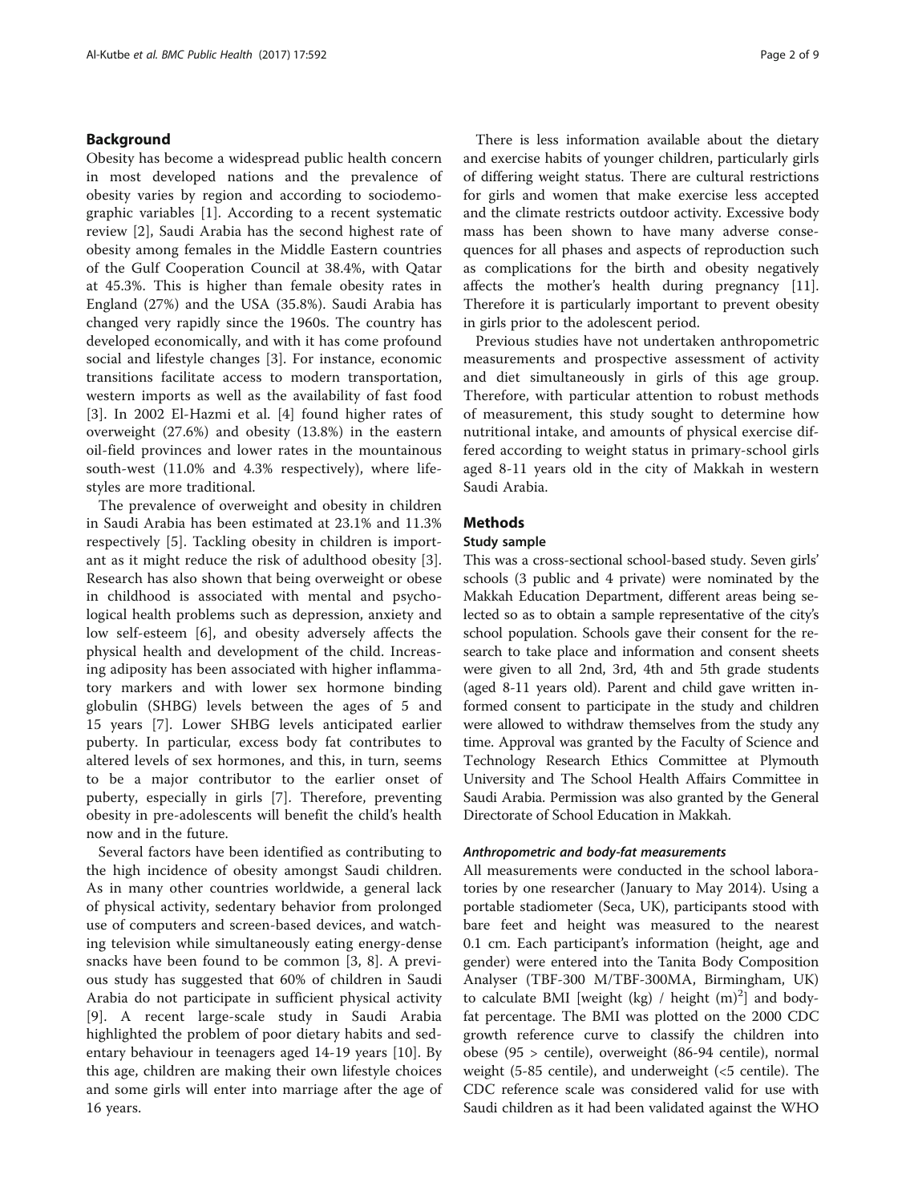## Background

Obesity has become a widespread public health concern in most developed nations and the prevalence of obesity varies by region and according to sociodemographic variables [1]. According to a recent systematic review [2], Saudi Arabia has the second highest rate of obesity among females in the Middle Eastern countries of the Gulf Cooperation Council at 38.4%, with Qatar at 45.3%. This is higher than female obesity rates in England (27%) and the USA (35.8%). Saudi Arabia has changed very rapidly since the 1960s. The country has developed economically, and with it has come profound social and lifestyle changes [3]. For instance, economic transitions facilitate access to modern transportation, western imports as well as the availability of fast food [3]. In 2002 El-Hazmi et al. [4] found higher rates of overweight (27.6%) and obesity (13.8%) in the eastern oil-field provinces and lower rates in the mountainous south-west (11.0% and 4.3% respectively), where lifestyles are more traditional.

The prevalence of overweight and obesity in children in Saudi Arabia has been estimated at 23.1% and 11.3% respectively [5]. Tackling obesity in children is important as it might reduce the risk of adulthood obesity [3]. Research has also shown that being overweight or obese in childhood is associated with mental and psychological health problems such as depression, anxiety and low self-esteem [6], and obesity adversely affects the physical health and development of the child. Increasing adiposity has been associated with higher inflammatory markers and with lower sex hormone binding globulin (SHBG) levels between the ages of 5 and 15 years [7]. Lower SHBG levels anticipated earlier puberty. In particular, excess body fat contributes to altered levels of sex hormones, and this, in turn, seems to be a major contributor to the earlier onset of puberty, especially in girls [7]. Therefore, preventing obesity in pre-adolescents will benefit the child's health now and in the future.

Several factors have been identified as contributing to the high incidence of obesity amongst Saudi children. As in many other countries worldwide, a general lack of physical activity, sedentary behavior from prolonged use of computers and screen-based devices, and watching television while simultaneously eating energy-dense snacks have been found to be common [3, 8]. A previous study has suggested that 60% of children in Saudi Arabia do not participate in sufficient physical activity [9]. A recent large-scale study in Saudi Arabia highlighted the problem of poor dietary habits and sedentary behaviour in teenagers aged 14-19 years [10]. By this age, children are making their own lifestyle choices and some girls will enter into marriage after the age of 16 years.

There is less information available about the dietary and exercise habits of younger children, particularly girls of differing weight status. There are cultural restrictions for girls and women that make exercise less accepted and the climate restricts outdoor activity. Excessive body mass has been shown to have many adverse consequences for all phases and aspects of reproduction such as complications for the birth and obesity negatively affects the mother's health during pregnancy [11]. Therefore it is particularly important to prevent obesity in girls prior to the adolescent period.

Previous studies have not undertaken anthropometric measurements and prospective assessment of activity and diet simultaneously in girls of this age group. Therefore, with particular attention to robust methods of measurement, this study sought to determine how nutritional intake, and amounts of physical exercise differed according to weight status in primary-school girls aged 8-11 years old in the city of Makkah in western Saudi Arabia.

## Methods

### Study sample

This was a cross-sectional school-based study. Seven girls' schools (3 public and 4 private) were nominated by the Makkah Education Department, different areas being selected so as to obtain a sample representative of the city's school population. Schools gave their consent for the research to take place and information and consent sheets were given to all 2nd, 3rd, 4th and 5th grade students (aged 8-11 years old). Parent and child gave written informed consent to participate in the study and children were allowed to withdraw themselves from the study any time. Approval was granted by the Faculty of Science and Technology Research Ethics Committee at Plymouth University and The School Health Affairs Committee in Saudi Arabia. Permission was also granted by the General Directorate of School Education in Makkah.

#### *Anthropometric and body-fat measurements*

All measurements were conducted in the school laboratories by one researcher (January to May 2014). Using a portable stadiometer (Seca, UK), participants stood with bare feet and height was measured to the nearest 0.1 cm. Each participant's information (height, age and gender) were entered into the Tanita Body Composition Analyser (TBF-300 M/TBF-300MA, Birmingham, UK) to calculate BMI [weight (kg) / height $(m)^2$] and body-fat percentage. The BMI was plotted on the 2000 CDC growth reference curve to classify the children into obese (95 > centile), overweight (86-94 centile), normal weight (5-85 centile), and underweight (<5 centile). The CDC reference scale was considered valid for use with Saudi children as it had been validated against the WHO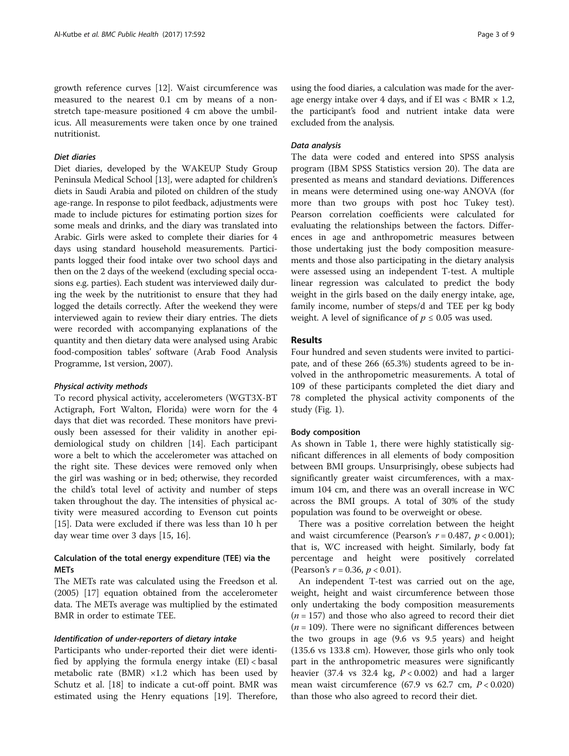growth reference curves [12]. Waist circumference was measured to the nearest 0.1 cm by means of a non-stretch tape-measure positioned 4 cm above the umbilicus. All measurements were taken once by one trained nutritionist.

#### *Diet diaries*

Diet diaries, developed by the WAKEUP Study Group Peninsula Medical School [13], were adapted for children's diets in Saudi Arabia and piloted on children of the study age-range. In response to pilot feedback, adjustments were made to include pictures for estimating portion sizes for some meals and drinks, and the diary was translated into Arabic. Girls were asked to complete their diaries for 4 days using standard household measurements. Participants logged their food intake over two school days and then on the 2 days of the weekend (excluding special occasions e.g. parties). Each student was interviewed daily during the week by the nutritionist to ensure that they had logged the details correctly. After the weekend they were interviewed again to review their diary entries. The diets were recorded with accompanying explanations of the quantity and then dietary data were analysed using Arabic food-composition tables' software (Arab Food Analysis Programme, 1st version, 2007).

#### *Physical activity methods*

To record physical activity, accelerometers (WGT3X-BT Actigraph, Fort Walton, Florida) were worn for the 4 days that diet was recorded. These monitors have previously been assessed for their validity in another epidemiological study on children [14]. Each participant wore a belt to which the accelerometer was attached on the right site. These devices were removed only when the girl was washing or in bed; otherwise, they recorded the child's total level of activity and number of steps taken throughout the day. The intensities of physical activity were measured according to Evenson cut points [15]. Data were excluded if there was less than 10 h per day wear time over 3 days [15, 16].

### Calculation of the total energy expenditure (TEE) via the METs

The METs rate was calculated using the Freedson et al. (2005) [17] equation obtained from the accelerometer data. The METs average was multiplied by the estimated BMR in order to estimate TEE.

#### *Identification of under-reporters of dietary intake*

Participants who under-reported their diet were identified by applying the formula energy intake (EI) < basal metabolic rate (BMR) ×1.2 which has been used by Schutz et al. [18] to indicate a cut-off point. BMR was estimated using the Henry equations [19]. Therefore, using the food diaries, a calculation was made for the average energy intake over 4 days, and if EI was < BMR × 1.2, the participant's food and nutrient intake data were excluded from the analysis.

#### *Data analysis*

The data were coded and entered into SPSS analysis program (IBM SPSS Statistics version 20). The data are presented as means and standard deviations. Differences in means were determined using one-way ANOVA (for more than two groups with post hoc Tukey test). Pearson correlation coefficients were calculated for evaluating the relationships between the factors. Differences in age and anthropometric measures between those undertaking just the body composition measurements and those also participating in the dietary analysis were assessed using an independent T-test. A multiple linear regression was calculated to predict the body weight in the girls based on the daily energy intake, age, family income, number of steps/d and TEE per kg body weight. A level of significance of $p \leq 0.05$ was used.

## Results

Four hundred and seven students were invited to participate, and of these 266 (65.3%) students agreed to be involved in the anthropometric measurements. A total of 109 of these participants completed the diet diary and 78 completed the physical activity components of the study (Fig. 1).

### Body composition

As shown in Table 1, there were highly statistically significant differences in all elements of body composition between BMI groups. Unsurprisingly, obese subjects had significantly greater waist circumferences, with a maximum 104 cm, and there was an overall increase in WC across the BMI groups. A total of 30% of the study population was found to be overweight or obese.

There was a positive correlation between the height and waist circumference (Pearson's $r = 0.487$, $p < 0.001$); that is, WC increased with height. Similarly, body fat percentage and height were positively correlated (Pearson's $r = 0.36$, $p < 0.01$).

An independent T-test was carried out on the age, weight, height and waist circumference between those only undertaking the body composition measurements ($n = 157$) and those who also agreed to record their diet ($n = 109$). There were no significant differences between the two groups in age (9.6 vs 9.5 years) and height (135.6 vs 133.8 cm). However, those girls who only took part in the anthropometric measures were significantly heavier (37.4 vs 32.4 kg, $P < 0.002$) and had a larger mean waist circumference (67.9 vs 62.7 cm, $P < 0.020$) than those who also agreed to record their diet.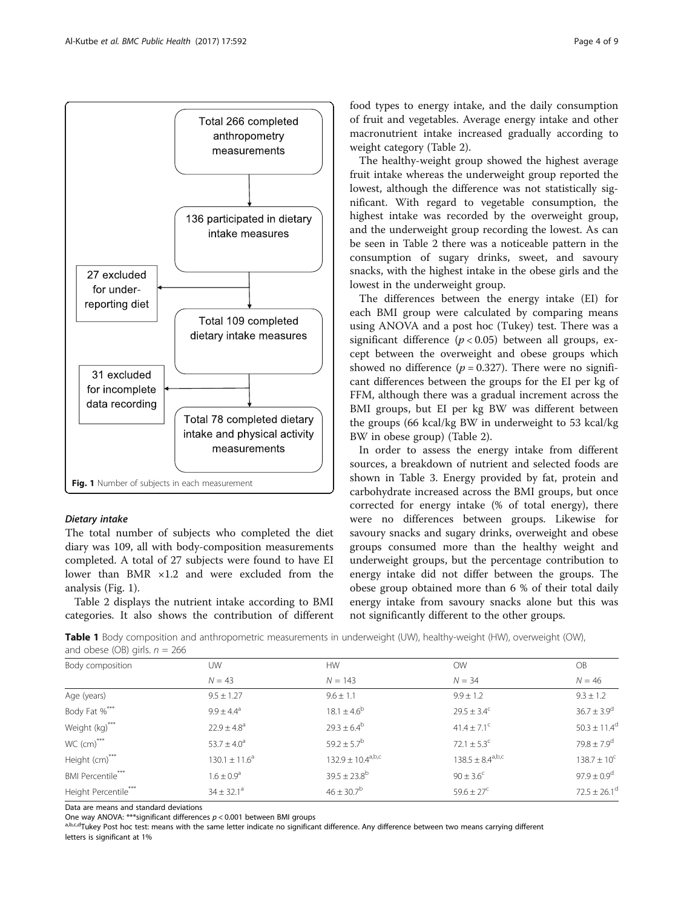Total 266 completed anthropometry measurements

136 participated in dietary intake measures

27 excluded for under-reporting diet

Total 109 completed dietary intake measures

31 excluded for incomplete data recording

Total 78 completed dietary intake and physical activity measurements

**Fig. 1** Number of subjects in each measurement

### *Dietary intake*

The total number of subjects who completed the diet diary was 109, all with body-composition measurements completed. A total of 27 subjects were found to have EI lower than BMR ×1.2 and were excluded from the analysis (Fig. 1).

Table 2 displays the nutrient intake according to BMI categories. It also shows the contribution of different food types to energy intake, and the daily consumption of fruit and vegetables. Average energy intake and other macronutrient intake increased gradually according to weight category (Table 2).

The healthy-weight group showed the highest average fruit intake whereas the underweight group reported the lowest, although the difference was not statistically significant. With regard to vegetable consumption, the highest intake was recorded by the overweight group, and the underweight group recording the lowest. As can be seen in Table 2 there was a noticeable pattern in the consumption of sugary drinks, sweet, and savoury snacks, with the highest intake in the obese girls and the lowest in the underweight group.

The differences between the energy intake (EI) for each BMI group were calculated by comparing means using ANOVA and a post hoc (Tukey) test. There was a significant difference ($p < 0.05$) between all groups, except between the overweight and obese groups which showed no difference ($p = 0.327$). There were no significant differences between the groups for the EI per kg of FFM, although there was a gradual increment across the BMI groups, but EI per kg BW was different between the groups (66 kcal/kg BW in underweight to 53 kcal/kg BW in obese group) (Table 2).

In order to assess the energy intake from different sources, a breakdown of nutrient and selected foods are shown in Table 3. Energy provided by fat, protein and carbohydrate increased across the BMI groups, but once corrected for energy intake (% of total energy), there were no differences between groups. Likewise for savoury snacks and sugary drinks, overweight and obese groups consumed more than the healthy weight and underweight groups, but the percentage contribution to energy intake did not differ between the groups. The obese group obtained more than 6 % of their total daily energy intake from savoury snacks alone but this was not significantly different to the other groups.

**Table 1** Body composition and anthropometric measurements in underweight (UW), healthy-weight (HW), overweight (OW), and obese (OB) girls. $n = 266$

| Body composition | UW | HW | OW | OB |
|---|---|---|---|---|
| | $N = 43$ | $N = 143$ | $N = 34$ | $N = 46$ |
| Age (years) | 9.5 ± 1.27 | 9.6 ± 1.1 | 9.9 ± 1.2 | 9.3 ± 1.2 |
| Body Fat %*** | 9.9 ± 4.4$^{a}$ | 18.1 ± 4.6$^{b}$ | 29.5 ± 3.4$^{c}$ | 36.7 ± 3.9$^{d}$ |
| Weight (kg)*** | 22.9 ± 4.8$^{a}$ | 29.3 ± 6.4$^{b}$ | 41.4 ± 7.1$^{c}$ | 50.3 ± 11.4$^{d}$ |
| WC (cm)*** | 53.7 ± 4.0$^{a}$ | 59.2 ± 5.7$^{b}$ | 72.1 ± 5.3$^{c}$ | 79.8 ± 7.9$^{d}$ |
| Height (cm)*** | 130.1 ± 11.6$^{a}$ | 132.9 ± 10.4$^{a,b,c}$ | 138.5 ± 8.4$^{a,b,c}$ | 138.7 ± 10$^{c}$ |
| BMI Percentile*** | 1.6 ± 0.9$^{a}$ | 39.5 ± 23.8$^{b}$ | 90 ± 3.6$^{c}$ | 97.9 ± 0.9$^{d}$ |
| Height Percentile*** | 34 ± 32.1$^{a}$ | 46 ± 30.7$^{b}$ | 59.6 ± 27$^{c}$ | 72.5 ± 26.1$^{d}$ |

Data are means and standard deviations

One way ANOVA: ***significant differences $p < 0.001$ between BMI groups

[a,b,c,d]Tukey Post hoc test: means with the same letter indicate no significant difference. Any difference between two means carrying different letters is significant at 1%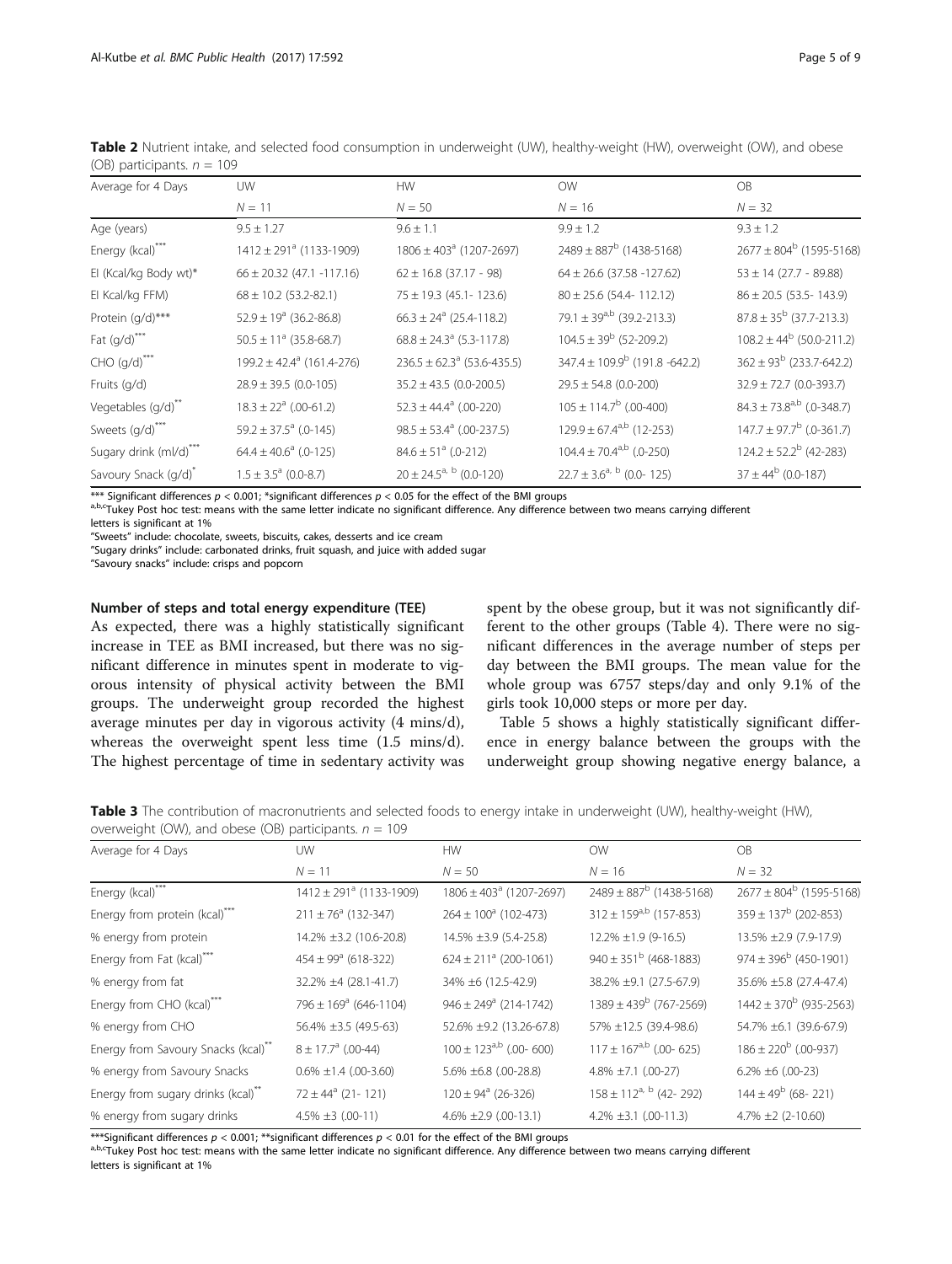**Table 2** Nutrient intake, and selected food consumption in underweight (UW), healthy-weight (HW), overweight (OW), and obese (OB) participants. $n$ = 109

| Average for 4 Days | UW | HW | OW | OB |
|---|---|---|---|---|
| | $N$ = 11 | $N$ = 50 | $N$ = 16 | $N$ = 32 |
| Age (years) | 9.5 ± 1.27 | 9.6 ± 1.1 | 9.9 ± 1.2 | 9.3 ± 1.2 |
| Energy (kcal)*** | 1412 ± 291[a] (1133-1909) | 1806 ± 403[a] (1207-2697) | 2489 ± 887[b] (1438-5168) | 2677 ± 804[b] (1595-5168) |
| EI (Kcal/kg Body wt)* | 66 ± 20.32 (47.1 -117.16) | 62 ± 16.8 (37.17 - 98) | 64 ± 26.6 (37.58 -127.62) | 53 ± 14 (27.7 - 89.88) |
| EI Kcal/kg FFM) | 68 ± 10.2 (53.2-82.1) | 75 ± 19.3 (45.1- 123.6) | 80 ± 25.6 (54.4- 112.12) | 86 ± 20.5 (53.5- 143.9) |
| Protein (g/d)*** | 52.9 ± 19[a] (36.2-86.8) | 66.3 ± 24[a] (25.4-118.2) | 79.1 ± 39[a,b] (39.2-213.3) | 87.8 ± 35[b] (37.7-213.3) |
| Fat (g/d)*** | 50.5 ± 11[a] (35.8-68.7) | 68.8 ± 24.3[a] (5.3-117.8) | 104.5 ± 39[b] (52-209.2) | 108.2 ± 44[b] (50.0-211.2) |
| CHO (g/d)*** | 199.2 ± 42.4[a] (161.4-276) | 236.5 ± 62.3[a] (53.6-435.5) | 347.4 ± 109.9[b] (191.8 -642.2) | 362 ± 93[b] (233.7-642.2) |
| Fruits (g/d) | 28.9 ± 39.5 (0.0-105) | 35.2 ± 43.5 (0.0-200.5) | 29.5 ± 54.8 (0.0-200) | 32.9 ± 72.7 (0.0-393.7) |
| Vegetables (g/d)** | 18.3 ± 22[a] (.00-61.2) | 52.3 ± 44.4[a] (.00-220) | 105 ± 114.7[b] (.00-400) | 84.3 ± 73.8[a,b] (.0-348.7) |
| Sweets (g/d)*** | 59.2 ± 37.5[a] (.0-145) | 98.5 ± 53.4[a] (.00-237.5) | 129.9 ± 67.4[a,b] (12-253) | 147.7 ± 97.7[b] (.0-361.7) |
| Sugary drink (ml/d)*** | 64.4 ± 40.6[a] (.0-125) | 84.6 ± 51[a] (.0-212) | 104.4 ± 70.4[a,b] (.0-250) | 124.2 ± 52.2[b] (42-283) |
| Savoury Snack (g/d)* | 1.5 ± 3.5[a] (0.0-8.7) | 20 ± 24.5[a, b] (0.0-120) | 22.7 ± 3.6[a, b] (0.0- 125) | 37 ± 44[b] (0.0-187) |

*** Significant differences $p$ < 0.001; *significant differences $p$ < 0.05 for the effect of the BMI groups
[a,b,c]Tukey Post hoc test: means with the same letter indicate no significant difference. Any difference between two means carrying different letters is significant at 1%
"Sweets" include: chocolate, sweets, biscuits, cakes, desserts and ice cream
"Sugary drinks" include: carbonated drinks, fruit squash, and juice with added sugar
"Savoury snacks" include: crisps and popcorn

#### Number of steps and total energy expenditure (TEE)

As expected, there was a highly statistically significant increase in TEE as BMI increased, but there was no significant difference in minutes spent in moderate to vigorous intensity of physical activity between the BMI groups. The underweight group recorded the highest average minutes per day in vigorous activity (4 mins/d), whereas the overweight spent less time (1.5 mins/d). The highest percentage of time in sedentary activity was spent by the obese group, but it was not significantly different to the other groups (Table 4). There were no significant differences in the average number of steps per day between the BMI groups. The mean value for the whole group was 6757 steps/day and only 9.1% of the girls took 10,000 steps or more per day.

Table 5 shows a highly statistically significant difference in energy balance between the groups with the underweight group showing negative energy balance, a

**Table 3** The contribution of macronutrients and selected foods to energy intake in underweight (UW), healthy-weight (HW), overweight (OW), and obese (OB) participants. $n$ = 109

| Average for 4 Days | UW | HW | OW | OB |
|---|---|---|---|---|
| | $N$ = 11 | $N$ = 50 | $N$ = 16 | $N$ = 32 |
| Energy (kcal)*** | 1412 ± 291[a] (1133-1909) | 1806 ± 403[a] (1207-2697) | 2489 ± 887[b] (1438-5168) | 2677 ± 804[b] (1595-5168) |
| Energy from protein (kcal)*** | 211 ± 76[a] (132-347) | 264 ± 100[a] (102-473) | 312 ± 159[a,b] (157-853) | 359 ± 137[b] (202-853) |
| % energy from protein | 14.2% ±3.2 (10.6-20.8) | 14.5% ±3.9 (5.4-25.8) | 12.2% ±1.9 (9-16.5) | 13.5% ±2.9 (7.9-17.9) |
| Energy from Fat (kcal)*** | 454 ± 99[a] (618-322) | 624 ± 211[a] (200-1061) | 940 ± 351[b] (468-1883) | 974 ± 396[b] (450-1901) |
| % energy from fat | 32.2% ±4 (28.1-41.7) | 34% ±6 (12.5-42.9) | 38.2% ±9.1 (27.5-67.9) | 35.6% ±5.8 (27.4-47.4) |
| Energy from CHO (kcal)*** | 796 ± 169[a] (646-1104) | 946 ± 249[a] (214-1742) | 1389 ± 439[b] (767-2569) | 1442 ± 370[b] (935-2563) |
| % energy from CHO | 56.4% ±3.5 (49.5-63) | 52.6% ±9.2 (13.26-67.8) | 57% ±12.5 (39.4-98.6) | 54.7% ±6.1 (39.6-67.9) |
| Energy from Savoury Snacks (kcal)** | 8 ± 17.7[a] (.00-44) | 100 ± 123[a,b] (.00- 600) | 117 ± 167[a,b] (.00- 625) | 186 ± 220[b] (.00-937) |
| % energy from Savoury Snacks | 0.6% ±1.4 (.00-3.60) | 5.6% ±6.8 (.00-28.8) | 4.8% ±7.1 (.00-27) | 6.2% ±6 (.00-23) |
| Energy from sugary drinks (kcal)** | 72 ± 44[a] (21- 121) | 120 ± 94[a] (26-326) | 158 ± 112[a, b] (42- 292) | 144 ± 49[b] (68- 221) |
| % energy from sugary drinks | 4.5% ±3 (.00-11) | 4.6% ±2.9 (.00-13.1) | 4.2% ±3.1 (.00-11.3) | 4.7% ±2 (2-10.60) |

***Significant differences $p$ < 0.001; **significant differences $p$ < 0.01 for the effect of the BMI groups
[a,b,c]Tukey Post hoc test: means with the same letter indicate no significant difference. Any difference between two means carrying different letters is significant at 1%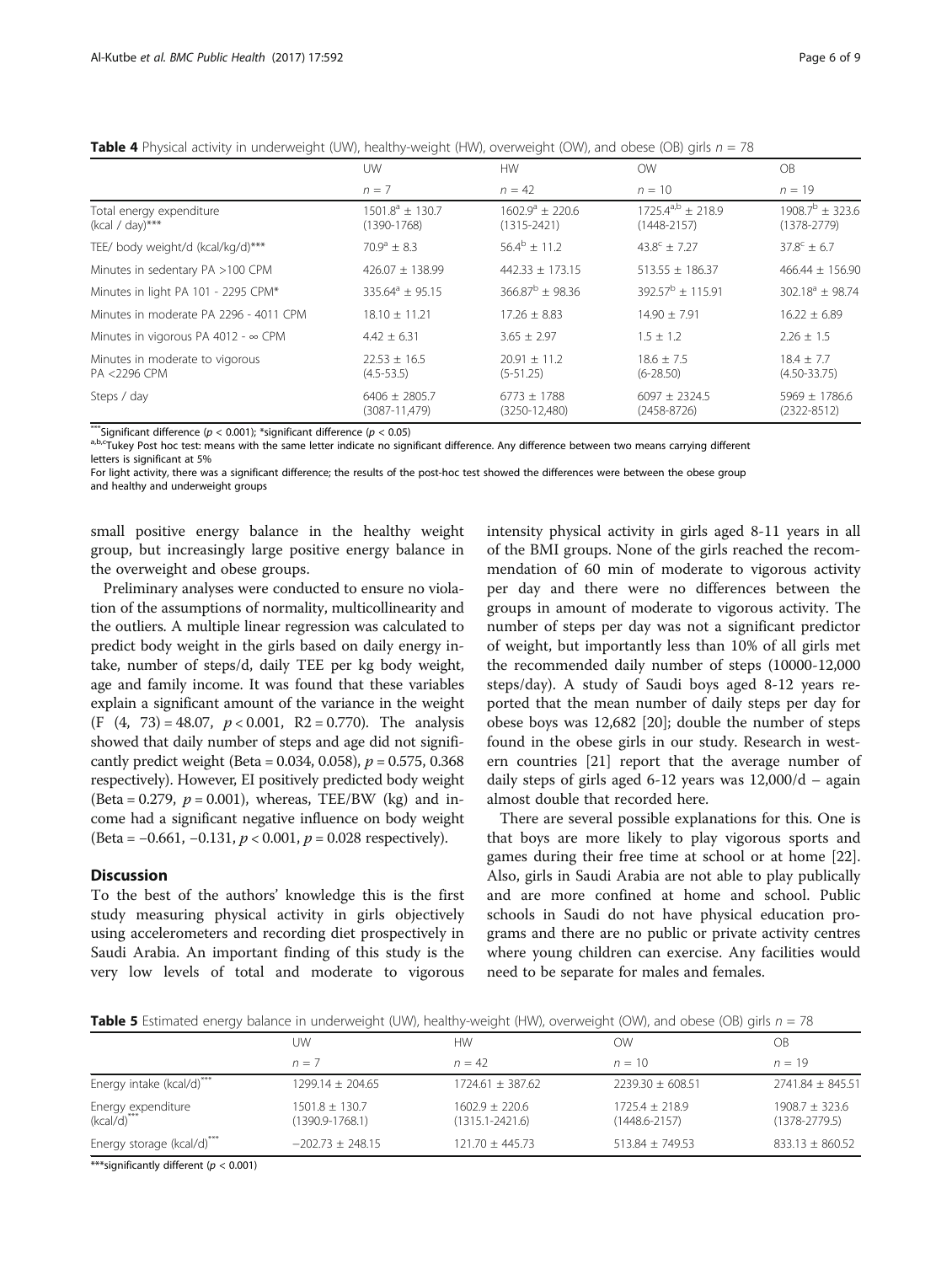**Table 4** Physical activity in underweight (UW), healthy-weight (HW), overweight (OW), and obese (OB) girls $n = 78$

| | UW | HW | OW | OB |
|---|---|---|---|---|
| | $n = 7$ | $n = 42$ | $n = 10$ | $n = 19$ |
| Total energy expenditure (kcal / day)*** | $1501.8^{a} \pm 130.7$ (1390-1768) | $1602.9^{a} \pm 220.6$ (1315-2421) | $1725.4^{a,b} \pm 218.9$ (1448-2157) | $1908.7^{b} \pm 323.6$ (1378-2779) |
| TEE/ body weight/d (kcal/kg/d)*** | $70.9^{a} \pm 8.3$ | $56.4^{b} \pm 11.2$ | $43.8^{c} \pm 7.27$ | $37.8^{c} \pm 6.7$ |
| Minutes in sedentary PA >100 CPM | 426.07 ± 138.99 | 442.33 ± 173.15 | 513.55 ± 186.37 | 466.44 ± 156.90 |
| Minutes in light PA 101 - 2295 CPM* | $335.64^{a} \pm 95.15$ | $366.87^{b} \pm 98.36$ | $392.57^{b} \pm 115.91$ | $302.18^{a} \pm 98.74$ |
| Minutes in moderate PA 2296 - 4011 CPM | 18.10 ± 11.21 | 17.26 ± 8.83 | 14.90 ± 7.91 | 16.22 ± 6.89 |
| Minutes in vigorous PA 4012 - ∞ CPM | 4.42 ± 6.31 | 3.65 ± 2.97 | 1.5 ± 1.2 | 2.26 ± 1.5 |
| Minutes in moderate to vigorous PA <2296 CPM | 22.53 ± 16.5 (4.5-53.5) | 20.91 ± 11.2 (5-51.25) | 18.6 ± 7.5 (6-28.50) | 18.4 ± 7.7 (4.50-33.75) |
| Steps / day | 6406 ± 2805.7 (3087-11,479) | 6773 ± 1788 (3250-12,480) | 6097 ± 2324.5 (2458-8726) | 5969 ± 1786.6 (2322-8512) |

***Significant difference ($p < 0.001$); *significant difference ($p < 0.05$)

[a,b,c]Tukey Post hoc test: means with the same letter indicate no significant difference. Any difference between two means carrying different letters is significant at 5%

For light activity, there was a significant difference; the results of the post-hoc test showed the differences were between the obese group and healthy and underweight groups

small positive energy balance in the healthy weight group, but increasingly large positive energy balance in the overweight and obese groups.

Preliminary analyses were conducted to ensure no violation of the assumptions of normality, multicollinearity and the outliers. A multiple linear regression was calculated to predict body weight in the girls based on daily energy intake, number of steps/d, daily TEE per kg body weight, age and family income. It was found that these variables explain a significant amount of the variance in the weight ($F (4, 73) = 48.07$, $p < 0.001$, $R2 = 0.770$). The analysis showed that daily number of steps and age did not significantly predict weight (Beta = 0.034, 0.058), $p = 0.575$, 0.368 respectively). However, EI positively predicted body weight (Beta = 0.279, $p = 0.001$), whereas, TEE/BW (kg) and income had a significant negative influence on body weight (Beta = −0.661, −0.131, $p < 0.001$, $p = 0.028$ respectively).

## Discussion

To the best of the authors' knowledge this is the first study measuring physical activity in girls objectively using accelerometers and recording diet prospectively in Saudi Arabia. An important finding of this study is the very low levels of total and moderate to vigorous intensity physical activity in girls aged 8-11 years in all of the BMI groups. None of the girls reached the recommendation of 60 min of moderate to vigorous activity per day and there were no differences between the groups in amount of moderate to vigorous activity. The number of steps per day was not a significant predictor of weight, but importantly less than 10% of all girls met the recommended daily number of steps (10000-12,000 steps/day). A study of Saudi boys aged 8-12 years reported that the mean number of daily steps per day for obese boys was 12,682 [20]; double the number of steps found in the obese girls in our study. Research in western countries [21] report that the average number of daily steps of girls aged 6-12 years was 12,000/d – again almost double that recorded here.

There are several possible explanations for this. One is that boys are more likely to play vigorous sports and games during their free time at school or at home [22]. Also, girls in Saudi Arabia are not able to play publically and are more confined at home and school. Public schools in Saudi do not have physical education programs and there are no public or private activity centres where young children can exercise. Any facilities would need to be separate for males and females.

**Table 5** Estimated energy balance in underweight (UW), healthy-weight (HW), overweight (OW), and obese (OB) girls $n = 78$

| | UW | HW | OW | OB |
|---|---|---|---|---|
| | $n = 7$ | $n = 42$ | $n = 10$ | $n = 19$ |
| Energy intake (kcal/d)*** | 1299.14 ± 204.65 | 1724.61 ± 387.62 | 2239.30 ± 608.51 | 2741.84 ± 845.51 |
| Energy expenditure (kcal/d)*** | 1501.8 ± 130.7 (1390.9-1768.1) | 1602.9 ± 220.6 (1315.1-2421.6) | 1725.4 ± 218.9 (1448.6-2157) | 1908.7 ± 323.6 (1378-2779.5) |
| Energy storage (kcal/d)*** | −202.73 ± 248.15 | 121.70 ± 445.73 | 513.84 ± 749.53 | 833.13 ± 860.52 |

***significantly different ($p < 0.001$)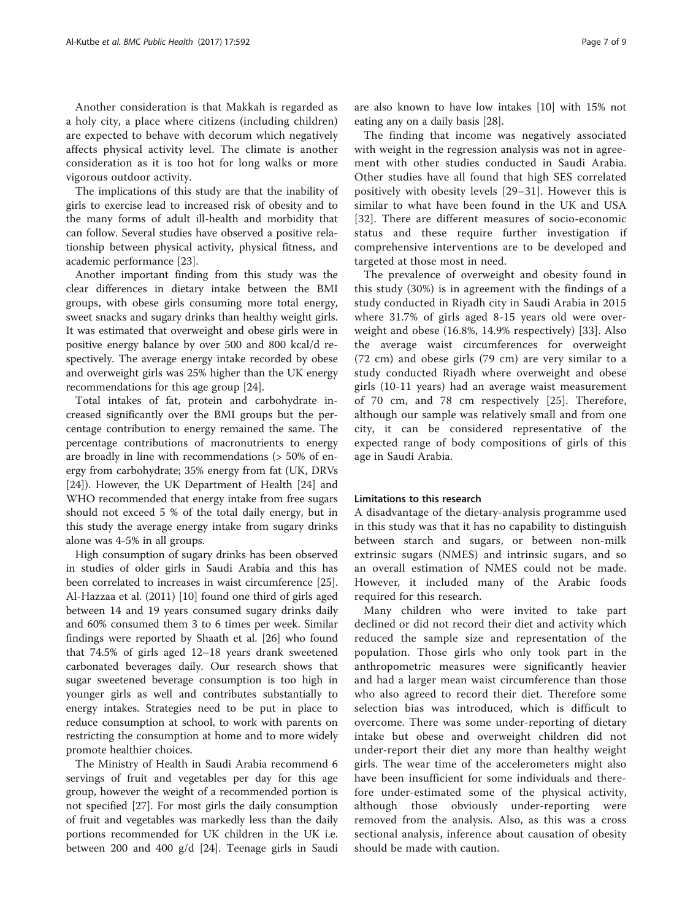Another consideration is that Makkah is regarded as a holy city, a place where citizens (including children) are expected to behave with decorum which negatively affects physical activity level. The climate is another consideration as it is too hot for long walks or more vigorous outdoor activity.

The implications of this study are that the inability of girls to exercise lead to increased risk of obesity and to the many forms of adult ill-health and morbidity that can follow. Several studies have observed a positive relationship between physical activity, physical fitness, and academic performance [23].

Another important finding from this study was the clear differences in dietary intake between the BMI groups, with obese girls consuming more total energy, sweet snacks and sugary drinks than healthy weight girls. It was estimated that overweight and obese girls were in positive energy balance by over 500 and 800 kcal/d respectively. The average energy intake recorded by obese and overweight girls was 25% higher than the UK energy recommendations for this age group [24].

Total intakes of fat, protein and carbohydrate increased significantly over the BMI groups but the percentage contribution to energy remained the same. The percentage contributions of macronutrients to energy are broadly in line with recommendations (> 50% of energy from carbohydrate; 35% energy from fat (UK, DRVs [24]). However, the UK Department of Health [24] and WHO recommended that energy intake from free sugars should not exceed 5 % of the total daily energy, but in this study the average energy intake from sugary drinks alone was 4-5% in all groups.

High consumption of sugary drinks has been observed in studies of older girls in Saudi Arabia and this has been correlated to increases in waist circumference [25]. Al-Hazzaa et al. (2011) [10] found one third of girls aged between 14 and 19 years consumed sugary drinks daily and 60% consumed them 3 to 6 times per week. Similar findings were reported by Shaath et al. [26] who found that 74.5% of girls aged 12–18 years drank sweetened carbonated beverages daily. Our research shows that sugar sweetened beverage consumption is too high in younger girls as well and contributes substantially to energy intakes. Strategies need to be put in place to reduce consumption at school, to work with parents on restricting the consumption at home and to more widely promote healthier choices.

The Ministry of Health in Saudi Arabia recommend 6 servings of fruit and vegetables per day for this age group, however the weight of a recommended portion is not specified [27]. For most girls the daily consumption of fruit and vegetables was markedly less than the daily portions recommended for UK children in the UK i.e. between 200 and 400 g/d [24]. Teenage girls in Saudi are also known to have low intakes [10] with 15% not eating any on a daily basis [28].

The finding that income was negatively associated with weight in the regression analysis was not in agreement with other studies conducted in Saudi Arabia. Other studies have all found that high SES correlated positively with obesity levels [29–31]. However this is similar to what have been found in the UK and USA [32]. There are different measures of socio-economic status and these require further investigation if comprehensive interventions are to be developed and targeted at those most in need.

The prevalence of overweight and obesity found in this study (30%) is in agreement with the findings of a study conducted in Riyadh city in Saudi Arabia in 2015 where 31.7% of girls aged 8-15 years old were overweight and obese (16.8%, 14.9% respectively) [33]. Also the average waist circumferences for overweight (72 cm) and obese girls (79 cm) are very similar to a study conducted Riyadh where overweight and obese girls (10-11 years) had an average waist measurement of 70 cm, and 78 cm respectively [25]. Therefore, although our sample was relatively small and from one city, it can be considered representative of the expected range of body compositions of girls of this age in Saudi Arabia.

#### Limitations to this research

A disadvantage of the dietary-analysis programme used in this study was that it has no capability to distinguish between starch and sugars, or between non-milk extrinsic sugars (NMES) and intrinsic sugars, and so an overall estimation of NMES could not be made. However, it included many of the Arabic foods required for this research.

Many children who were invited to take part declined or did not record their diet and activity which reduced the sample size and representation of the population. Those girls who only took part in the anthropometric measures were significantly heavier and had a larger mean waist circumference than those who also agreed to record their diet. Therefore some selection bias was introduced, which is difficult to overcome. There was some under-reporting of dietary intake but obese and overweight children did not under-report their diet any more than healthy weight girls. The wear time of the accelerometers might also have been insufficient for some individuals and therefore under-estimated some of the physical activity, although those obviously under-reporting were removed from the analysis. Also, as this was a cross sectional analysis, inference about causation of obesity should be made with caution.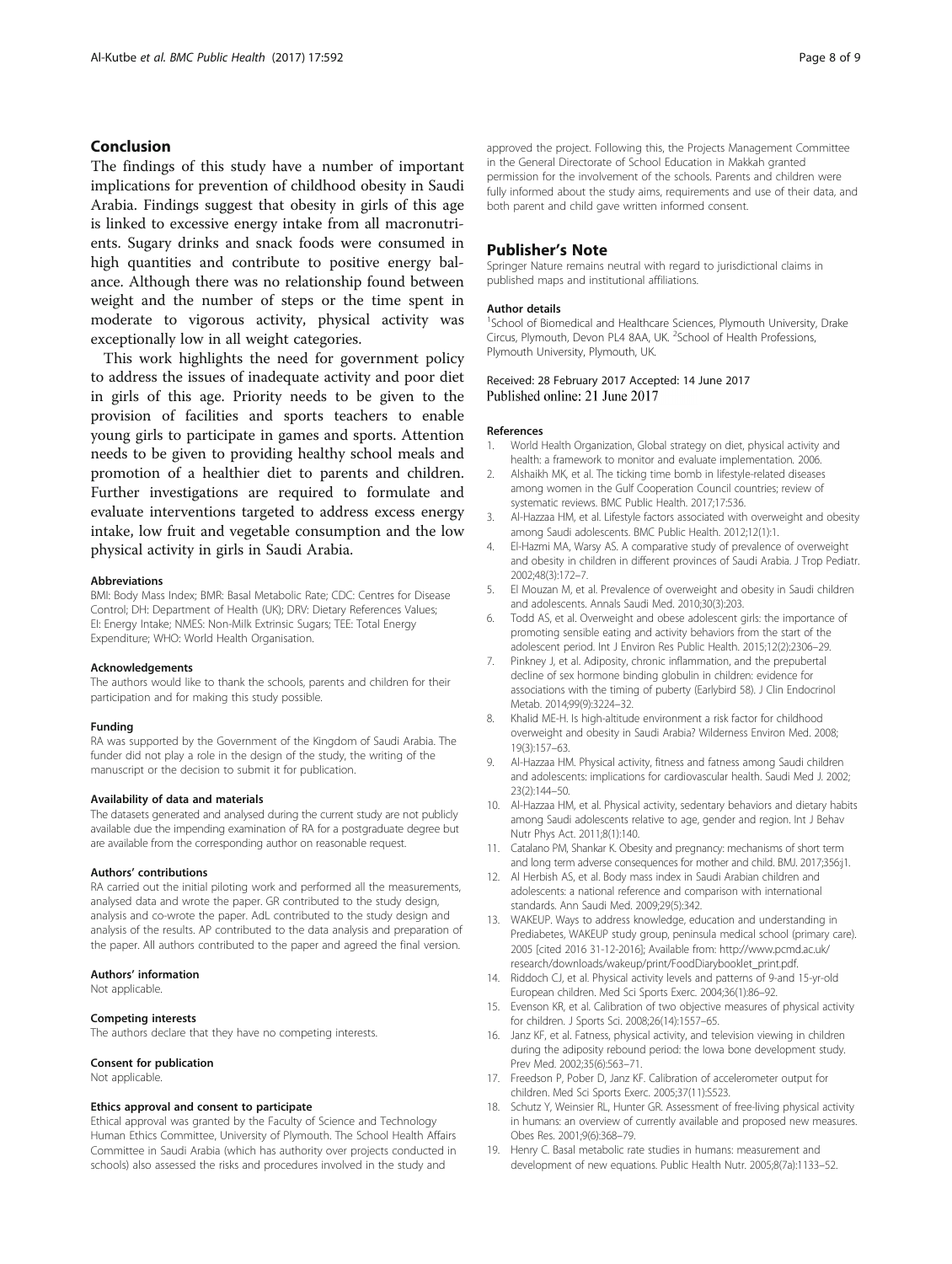## Conclusion

The findings of this study have a number of important implications for prevention of childhood obesity in Saudi Arabia. Findings suggest that obesity in girls of this age is linked to excessive energy intake from all macronutrients. Sugary drinks and snack foods were consumed in high quantities and contribute to positive energy balance. Although there was no relationship found between weight and the number of steps or the time spent in moderate to vigorous activity, physical activity was exceptionally low in all weight categories.

This work highlights the need for government policy to address the issues of inadequate activity and poor diet in girls of this age. Priority needs to be given to the provision of facilities and sports teachers to enable young girls to participate in games and sports. Attention needs to be given to providing healthy school meals and promotion of a healthier diet to parents and children. Further investigations are required to formulate and evaluate interventions targeted to address excess energy intake, low fruit and vegetable consumption and the low physical activity in girls in Saudi Arabia.

#### Abbreviations

BMI: Body Mass Index; BMR: Basal Metabolic Rate; CDC: Centres for Disease Control; DH: Department of Health (UK); DRV: Dietary References Values; EI: Energy Intake; NMES: Non-Milk Extrinsic Sugars; TEE: Total Energy Expenditure; WHO: World Health Organisation.

#### Acknowledgements

The authors would like to thank the schools, parents and children for their participation and for making this study possible.

#### Funding

RA was supported by the Government of the Kingdom of Saudi Arabia. The funder did not play a role in the design of the study, the writing of the manuscript or the decision to submit it for publication.

#### Availability of data and materials

The datasets generated and analysed during the current study are not publicly available due the impending examination of RA for a postgraduate degree but are available from the corresponding author on reasonable request.

#### Authors' contributions

RA carried out the initial piloting work and performed all the measurements, analysed data and wrote the paper. GR contributed to the study design, analysis and co-wrote the paper. AdL contributed to the study design and analysis of the results. AP contributed to the data analysis and preparation of the paper. All authors contributed to the paper and agreed the final version.

#### Authors' information

Not applicable.

#### Competing interests

The authors declare that they have no competing interests.

#### Consent for publication

Not applicable.

#### Ethics approval and consent to participate

Ethical approval was granted by the Faculty of Science and Technology Human Ethics Committee, University of Plymouth. The School Health Affairs Committee in Saudi Arabia (which has authority over projects conducted in schools) also assessed the risks and procedures involved in the study and approved the project. Following this, the Projects Management Committee in the General Directorate of School Education in Makkah granted permission for the involvement of the schools. Parents and children were fully informed about the study aims, requirements and use of their data, and both parent and child gave written informed consent.

## Publisher's Note

Springer Nature remains neutral with regard to jurisdictional claims in published maps and institutional affiliations.

#### Author details

[1]School of Biomedical and Healthcare Sciences, Plymouth University, Drake Circus, Plymouth, Devon PL4 8AA, UK. [2]School of Health Professions, Plymouth University, Plymouth, UK.

Received: 28 February 2017 Accepted: 14 June 2017
Published online: 21 June 2017

#### References

1. World Health Organization, Global strategy on diet, physical activity and health: a framework to monitor and evaluate implementation. 2006.
2. Alshaikh MK, et al. The ticking time bomb in lifestyle-related diseases among women in the Gulf Cooperation Council countries; review of systematic reviews. BMC Public Health. 2017;17:536.
3. Al-Hazzaa HM, et al. Lifestyle factors associated with overweight and obesity among Saudi adolescents. BMC Public Health. 2012;12(1):1.
4. El-Hazmi MA, Warsy AS. A comparative study of prevalence of overweight and obesity in children in different provinces of Saudi Arabia. J Trop Pediatr. 2002;48(3):172–7.
5. El Mouzan M, et al. Prevalence of overweight and obesity in Saudi children and adolescents. Annals Saudi Med. 2010;30(3):203.
6. Todd AS, et al. Overweight and obese adolescent girls: the importance of promoting sensible eating and activity behaviors from the start of the adolescent period. Int J Environ Res Public Health. 2015;12(2):2306–29.
7. Pinkney J, et al. Adiposity, chronic inflammation, and the prepubertal decline of sex hormone binding globulin in children: evidence for associations with the timing of puberty (Earlybird 58). J Clin Endocrinol Metab. 2014;99(9):3224–32.
8. Khalid ME-H. Is high-altitude environment a risk factor for childhood overweight and obesity in Saudi Arabia? Wilderness Environ Med. 2008; 19(3):157–63.
9. Al-Hazzaa HM. Physical activity, fitness and fatness among Saudi children and adolescents: implications for cardiovascular health. Saudi Med J. 2002; 23(2):144–50.
10. Al-Hazzaa HM, et al. Physical activity, sedentary behaviors and dietary habits among Saudi adolescents relative to age, gender and region. Int J Behav Nutr Phys Act. 2011;8(1):140.
11. Catalano PM, Shankar K. Obesity and pregnancy: mechanisms of short term and long term adverse consequences for mother and child. BMJ. 2017;356:j1.
12. Al Herbish AS, et al. Body mass index in Saudi Arabian children and adolescents: a national reference and comparison with international standards. Ann Saudi Med. 2009;29(5):342.
13. WAKEUP. Ways to address knowledge, education and understanding in Prediabetes, WAKEUP study group, peninsula medical school (primary care). 2005 [cited 2016 31-12-2016]; Available from: http://www.pcmd.ac.uk/research/downloads/wakeup/print/FoodDiarybooklet_print.pdf.
14. Riddoch CJ, et al. Physical activity levels and patterns of 9-and 15-yr-old European children. Med Sci Sports Exerc. 2004;36(1):86–92.
15. Evenson KR, et al. Calibration of two objective measures of physical activity for children. J Sports Sci. 2008;26(14):1557–65.
16. Janz KF, et al. Fatness, physical activity, and television viewing in children during the adiposity rebound period: the Iowa bone development study. Prev Med. 2002;35(6):563–71.
17. Freedson P, Pober D, Janz KF. Calibration of accelerometer output for children. Med Sci Sports Exerc. 2005;37(11):S523.
18. Schutz Y, Weinsier RL, Hunter GR. Assessment of free-living physical activity in humans: an overview of currently available and proposed new measures. Obes Res. 2001;9(6):368–79.
19. Henry C. Basal metabolic rate studies in humans: measurement and development of new equations. Public Health Nutr. 2005;8(7a):1133–52.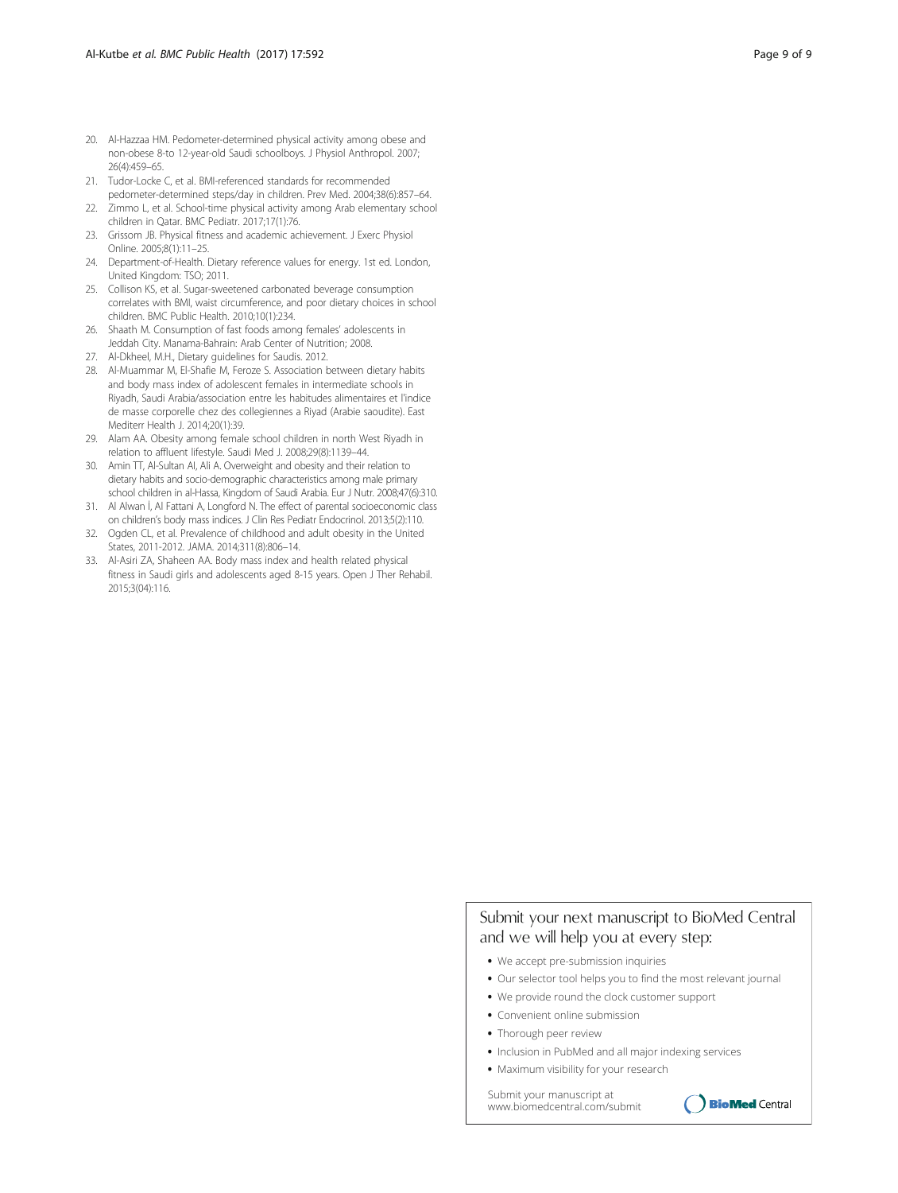20. Al-Hazzaa HM. Pedometer-determined physical activity among obese and non-obese 8-to 12-year-old Saudi schoolboys. J Physiol Anthropol. 2007; 26(4):459–65.
21. Tudor-Locke C, et al. BMI-referenced standards for recommended pedometer-determined steps/day in children. Prev Med. 2004;38(6):857–64.
22. Zimmo L, et al. School-time physical activity among Arab elementary school children in Qatar. BMC Pediatr. 2017;17(1):76.
23. Grissom JB. Physical fitness and academic achievement. J Exerc Physiol Online. 2005;8(1):11–25.
24. Department-of-Health. Dietary reference values for energy. 1st ed. London, United Kingdom: TSO; 2011.
25. Collison KS, et al. Sugar-sweetened carbonated beverage consumption correlates with BMI, waist circumference, and poor dietary choices in school children. BMC Public Health. 2010;10(1):234.
26. Shaath M. Consumption of fast foods among females' adolescents in Jeddah City. Manama-Bahrain: Arab Center of Nutrition; 2008.
27. Al-Dkheel, M.H., Dietary guidelines for Saudis. 2012.
28. Al-Muammar M, El-Shafie M, Feroze S. Association between dietary habits and body mass index of adolescent females in intermediate schools in Riyadh, Saudi Arabia/association entre les habitudes alimentaires et l'indice de masse corporelle chez des collegiennes a Riyad (Arabie saoudite). East Mediterr Health J. 2014;20(1):39.
29. Alam AA. Obesity among female school children in north West Riyadh in relation to affluent lifestyle. Saudi Med J. 2008;29(8):1139–44.
30. Amin TT, Al-Sultan AI, Ali A. Overweight and obesity and their relation to dietary habits and socio-demographic characteristics among male primary school children in al-Hassa, Kingdom of Saudi Arabia. Eur J Nutr. 2008;47(6):310.
31. Al Alwan I, Al Fattani A, Longford N. The effect of parental socioeconomic class on children's body mass indices. J Clin Res Pediatr Endocrinol. 2013;5(2):110.
32. Ogden CL, et al. Prevalence of childhood and adult obesity in the United States, 2011-2012. JAMA. 2014;311(8):806–14.
33. Al-Asiri ZA, Shaheen AA. Body mass index and health related physical fitness in Saudi girls and adolescents aged 8-15 years. Open J Ther Rehabil. 2015;3(04):116.

Submit your next manuscript to BioMed Central and we will help you at every step:

- We accept pre-submission inquiries
- Our selector tool helps you to find the most relevant journal
- We provide round the clock customer support
- Convenient online submission
- Thorough peer review
- Inclusion in PubMed and all major indexing services
- Maximum visibility for your research

Submit your manuscript at
www.biomedcentral.com/submit

BioMed Central